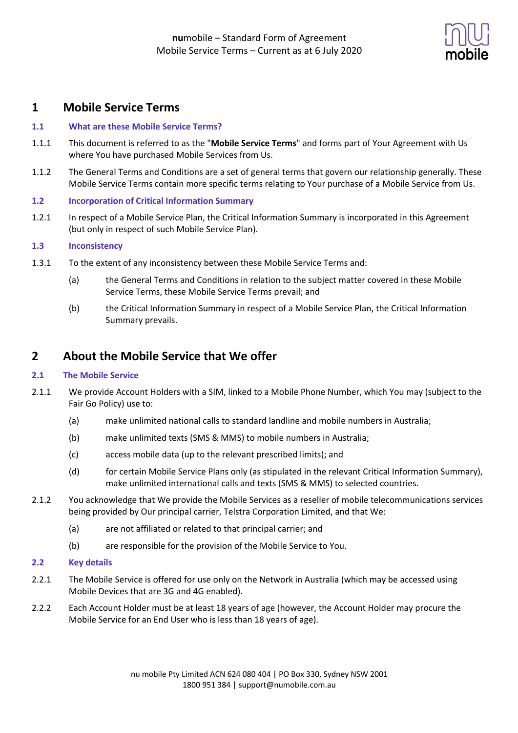**nu**mobile – Standard Form of Agreement
Mobile Service Terms – Current as at 6 July 2020

# 1 Mobile Service Terms

### 1.1 What are these Mobile Service Terms?

1.1.1 This document is referred to as the "**Mobile Service Terms**" and forms part of Your Agreement with Us where You have purchased Mobile Services from Us.

1.1.2 The General Terms and Conditions are a set of general terms that govern our relationship generally. These Mobile Service Terms contain more specific terms relating to Your purchase of a Mobile Service from Us.

### 1.2 Incorporation of Critical Information Summary

1.2.1 In respect of a Mobile Service Plan, the Critical Information Summary is incorporated in this Agreement (but only in respect of such Mobile Service Plan).

### 1.3 Inconsistency

1.3.1 To the extent of any inconsistency between these Mobile Service Terms and:

(a) the General Terms and Conditions in relation to the subject matter covered in these Mobile Service Terms, these Mobile Service Terms prevail; and

(b) the Critical Information Summary in respect of a Mobile Service Plan, the Critical Information Summary prevails.

# 2 About the Mobile Service that We offer

### 2.1 The Mobile Service

2.1.1 We provide Account Holders with a SIM, linked to a Mobile Phone Number, which You may (subject to the Fair Go Policy) use to:

(a) make unlimited national calls to standard landline and mobile numbers in Australia;

(b) make unlimited texts (SMS & MMS) to mobile numbers in Australia;

(c) access mobile data (up to the relevant prescribed limits); and

(d) for certain Mobile Service Plans only (as stipulated in the relevant Critical Information Summary), make unlimited international calls and texts (SMS & MMS) to selected countries.

2.1.2 You acknowledge that We provide the Mobile Services as a reseller of mobile telecommunications services being provided by Our principal carrier, Telstra Corporation Limited, and that We:

(a) are not affiliated or related to that principal carrier; and

(b) are responsible for the provision of the Mobile Service to You.

### 2.2 Key details

2.2.1 The Mobile Service is offered for use only on the Network in Australia (which may be accessed using Mobile Devices that are 3G and 4G enabled).

2.2.2 Each Account Holder must be at least 18 years of age (however, the Account Holder may procure the Mobile Service for an End User who is less than 18 years of age).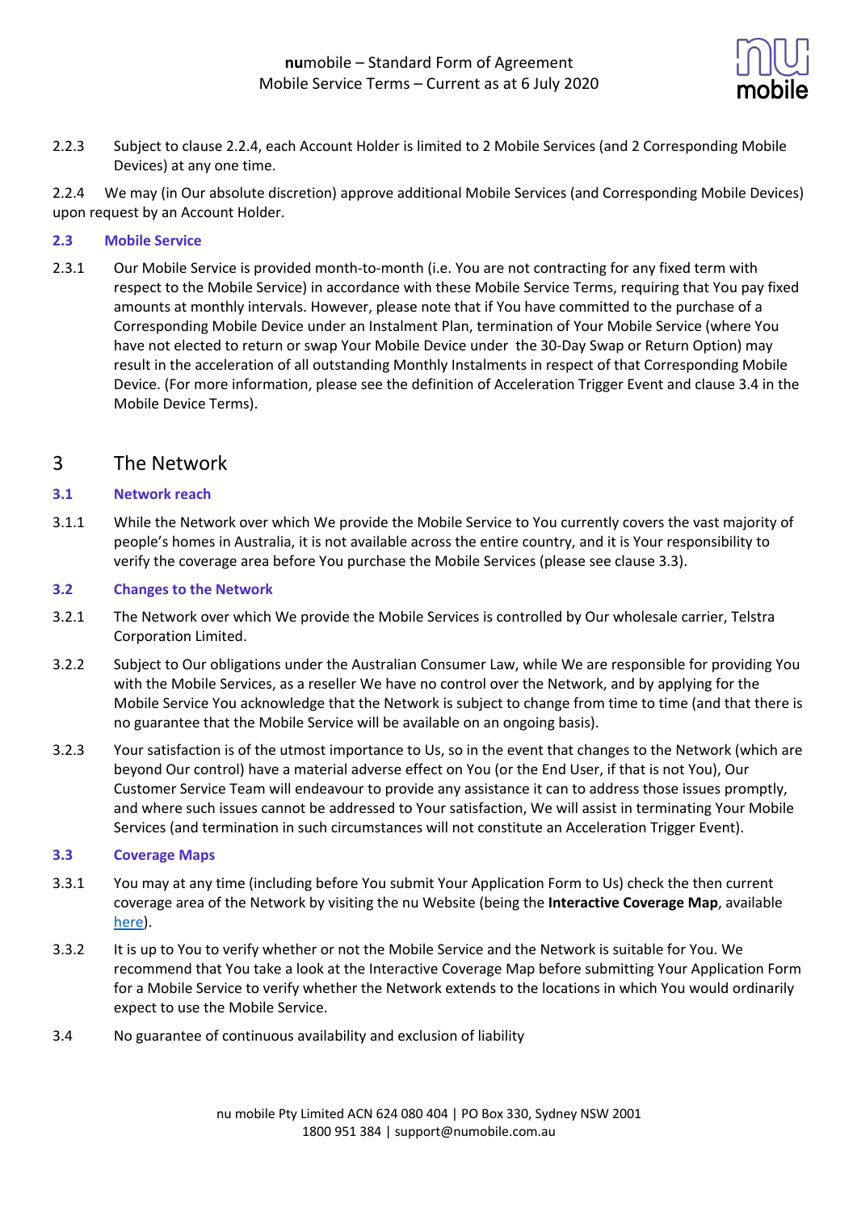2.2.3 Subject to clause 2.2.4, each Account Holder is limited to 2 Mobile Services (and 2 Corresponding Mobile Devices) at any one time.

2.2.4 We may (in Our absolute discretion) approve additional Mobile Services (and Corresponding Mobile Devices) upon request by an Account Holder.

### 2.3 Mobile Service

2.3.1 Our Mobile Service is provided month-to-month (i.e. You are not contracting for any fixed term with respect to the Mobile Service) in accordance with these Mobile Service Terms, requiring that You pay fixed amounts at monthly intervals. However, please note that if You have committed to the purchase of a Corresponding Mobile Device under an Instalment Plan, termination of Your Mobile Service (where You have not elected to return or swap Your Mobile Device under the 30-Day Swap or Return Option) may result in the acceleration of all outstanding Monthly Instalments in respect of that Corresponding Mobile Device. (For more information, please see the definition of Acceleration Trigger Event and clause 3.4 in the Mobile Device Terms).

## 3 The Network

### 3.1 Network reach

3.1.1 While the Network over which We provide the Mobile Service to You currently covers the vast majority of people's homes in Australia, it is not available across the entire country, and it is Your responsibility to verify the coverage area before You purchase the Mobile Services (please see clause 3.3).

### 3.2 Changes to the Network

3.2.1 The Network over which We provide the Mobile Services is controlled by Our wholesale carrier, Telstra Corporation Limited.

3.2.2 Subject to Our obligations under the Australian Consumer Law, while We are responsible for providing You with the Mobile Services, as a reseller We have no control over the Network, and by applying for the Mobile Service You acknowledge that the Network is subject to change from time to time (and that there is no guarantee that the Mobile Service will be available on an ongoing basis).

3.2.3 Your satisfaction is of the utmost importance to Us, so in the event that changes to the Network (which are beyond Our control) have a material adverse effect on You (or the End User, if that is not You), Our Customer Service Team will endeavour to provide any assistance it can to address those issues promptly, and where such issues cannot be addressed to Your satisfaction, We will assist in terminating Your Mobile Services (and termination in such circumstances will not constitute an Acceleration Trigger Event).

### 3.3 Coverage Maps

3.3.1 You may at any time (including before You submit Your Application Form to Us) check the then current coverage area of the Network by visiting the nu Website (being the **Interactive Coverage Map**, available here).

3.3.2 It is up to You to verify whether or not the Mobile Service and the Network is suitable for You. We recommend that You take a look at the Interactive Coverage Map before submitting Your Application Form for a Mobile Service to verify whether the Network extends to the locations in which You would ordinarily expect to use the Mobile Service.

3.4 No guarantee of continuous availability and exclusion of liability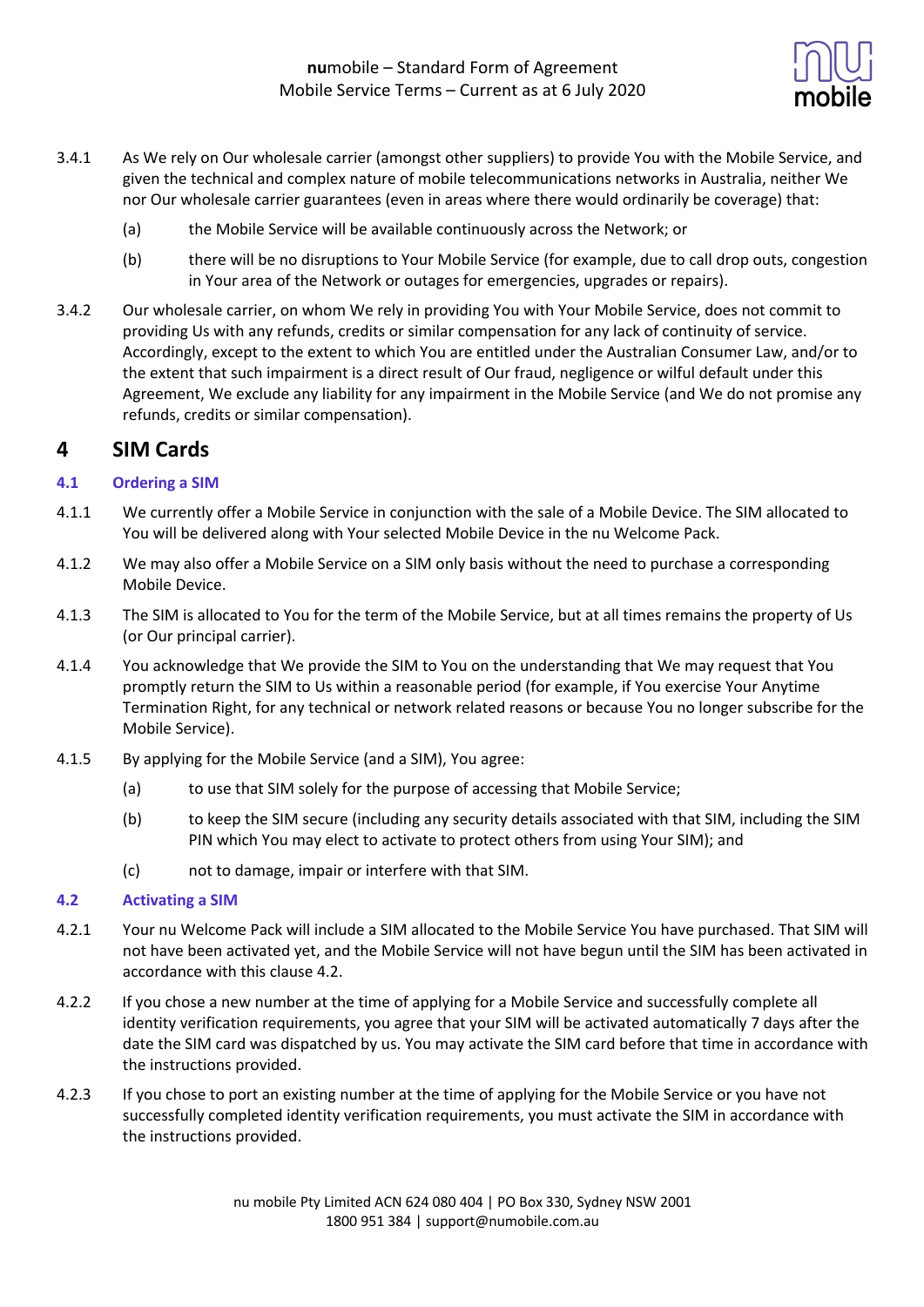3.4.1 As We rely on Our wholesale carrier (amongst other suppliers) to provide You with the Mobile Service, and given the technical and complex nature of mobile telecommunications networks in Australia, neither We nor Our wholesale carrier guarantees (even in areas where there would ordinarily be coverage) that:

(a) the Mobile Service will be available continuously across the Network; or

(b) there will be no disruptions to Your Mobile Service (for example, due to call drop outs, congestion in Your area of the Network or outages for emergencies, upgrades or repairs).

3.4.2 Our wholesale carrier, on whom We rely in providing You with Your Mobile Service, does not commit to providing Us with any refunds, credits or similar compensation for any lack of continuity of service. Accordingly, except to the extent to which You are entitled under the Australian Consumer Law, and/or to the extent that such impairment is a direct result of Our fraud, negligence or wilful default under this Agreement, We exclude any liability for any impairment in the Mobile Service (and We do not promise any refunds, credits or similar compensation).

# 4 SIM Cards

## 4.1 Ordering a SIM

4.1.1 We currently offer a Mobile Service in conjunction with the sale of a Mobile Device. The SIM allocated to You will be delivered along with Your selected Mobile Device in the nu Welcome Pack.

4.1.2 We may also offer a Mobile Service on a SIM only basis without the need to purchase a corresponding Mobile Device.

4.1.3 The SIM is allocated to You for the term of the Mobile Service, but at all times remains the property of Us (or Our principal carrier).

4.1.4 You acknowledge that We provide the SIM to You on the understanding that We may request that You promptly return the SIM to Us within a reasonable period (for example, if You exercise Your Anytime Termination Right, for any technical or network related reasons or because You no longer subscribe for the Mobile Service).

4.1.5 By applying for the Mobile Service (and a SIM), You agree:

(a) to use that SIM solely for the purpose of accessing that Mobile Service;

(b) to keep the SIM secure (including any security details associated with that SIM, including the SIM PIN which You may elect to activate to protect others from using Your SIM); and

(c) not to damage, impair or interfere with that SIM.

## 4.2 Activating a SIM

4.2.1 Your nu Welcome Pack will include a SIM allocated to the Mobile Service You have purchased. That SIM will not have been activated yet, and the Mobile Service will not have begun until the SIM has been activated in accordance with this clause 4.2.

4.2.2 If you chose a new number at the time of applying for a Mobile Service and successfully complete all identity verification requirements, you agree that your SIM will be activated automatically 7 days after the date the SIM card was dispatched by us. You may activate the SIM card before that time in accordance with the instructions provided.

4.2.3 If you chose to port an existing number at the time of applying for the Mobile Service or you have not successfully completed identity verification requirements, you must activate the SIM in accordance with the instructions provided.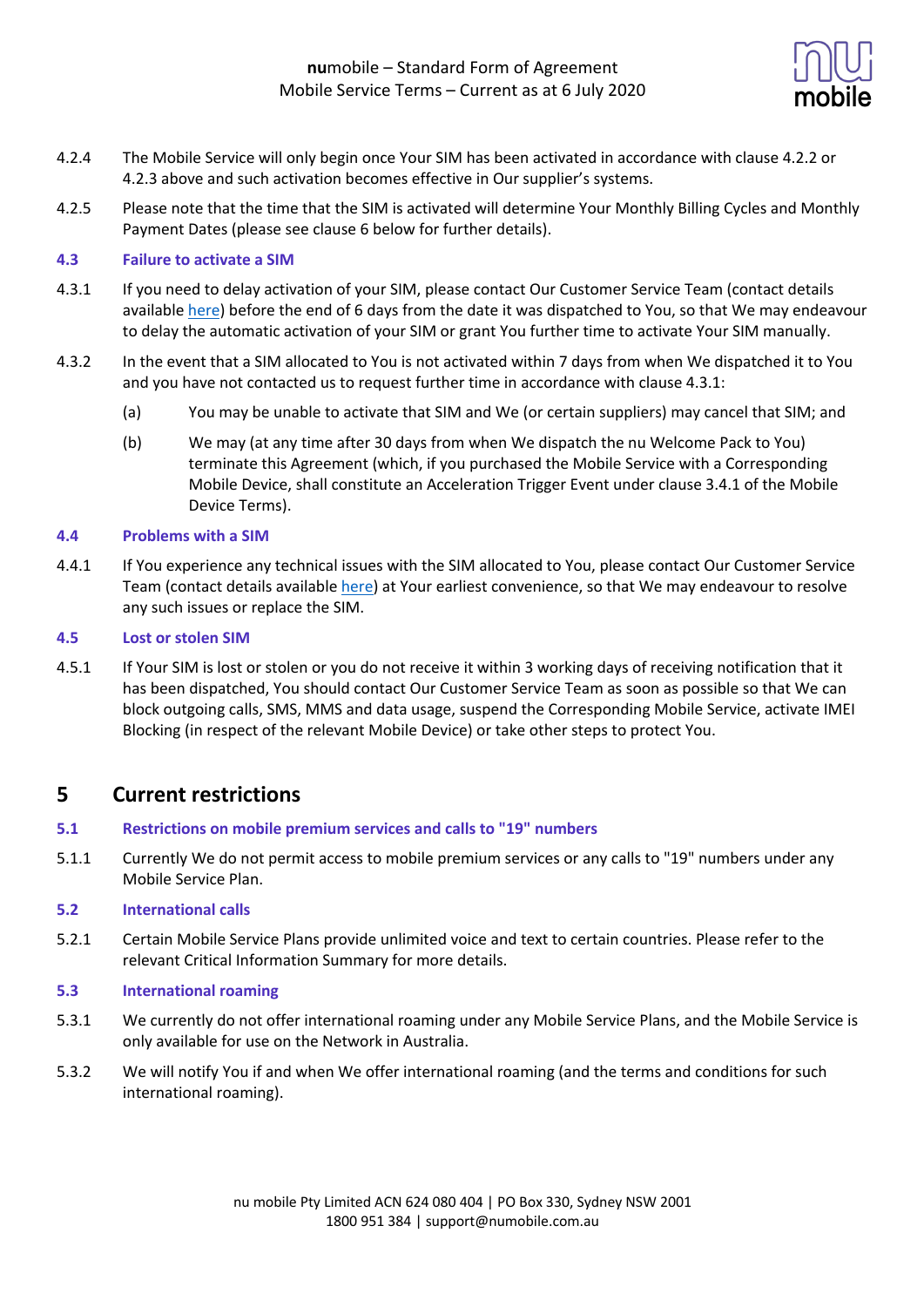4.2.4 The Mobile Service will only begin once Your SIM has been activated in accordance with clause 4.2.2 or 4.2.3 above and such activation becomes effective in Our supplier's systems.

4.2.5 Please note that the time that the SIM is activated will determine Your Monthly Billing Cycles and Monthly Payment Dates (please see clause 6 below for further details).

### 4.3 Failure to activate a SIM

4.3.1 If you need to delay activation of your SIM, please contact Our Customer Service Team (contact details available here) before the end of 6 days from the date it was dispatched to You, so that We may endeavour to delay the automatic activation of your SIM or grant You further time to activate Your SIM manually.

4.3.2 In the event that a SIM allocated to You is not activated within 7 days from when We dispatched it to You and you have not contacted us to request further time in accordance with clause 4.3.1:

(a) You may be unable to activate that SIM and We (or certain suppliers) may cancel that SIM; and

(b) We may (at any time after 30 days from when We dispatch the nu Welcome Pack to You) terminate this Agreement (which, if you purchased the Mobile Service with a Corresponding Mobile Device, shall constitute an Acceleration Trigger Event under clause 3.4.1 of the Mobile Device Terms).

### 4.4 Problems with a SIM

4.4.1 If You experience any technical issues with the SIM allocated to You, please contact Our Customer Service Team (contact details available here) at Your earliest convenience, so that We may endeavour to resolve any such issues or replace the SIM.

### 4.5 Lost or stolen SIM

4.5.1 If Your SIM is lost or stolen or you do not receive it within 3 working days of receiving notification that it has been dispatched, You should contact Our Customer Service Team as soon as possible so that We can block outgoing calls, SMS, MMS and data usage, suspend the Corresponding Mobile Service, activate IMEI Blocking (in respect of the relevant Mobile Device) or take other steps to protect You.

## 5 Current restrictions

### 5.1 Restrictions on mobile premium services and calls to "19" numbers

5.1.1 Currently We do not permit access to mobile premium services or any calls to "19" numbers under any Mobile Service Plan.

### 5.2 International calls

5.2.1 Certain Mobile Service Plans provide unlimited voice and text to certain countries. Please refer to the relevant Critical Information Summary for more details.

### 5.3 International roaming

5.3.1 We currently do not offer international roaming under any Mobile Service Plans, and the Mobile Service is only available for use on the Network in Australia.

5.3.2 We will notify You if and when We offer international roaming (and the terms and conditions for such international roaming).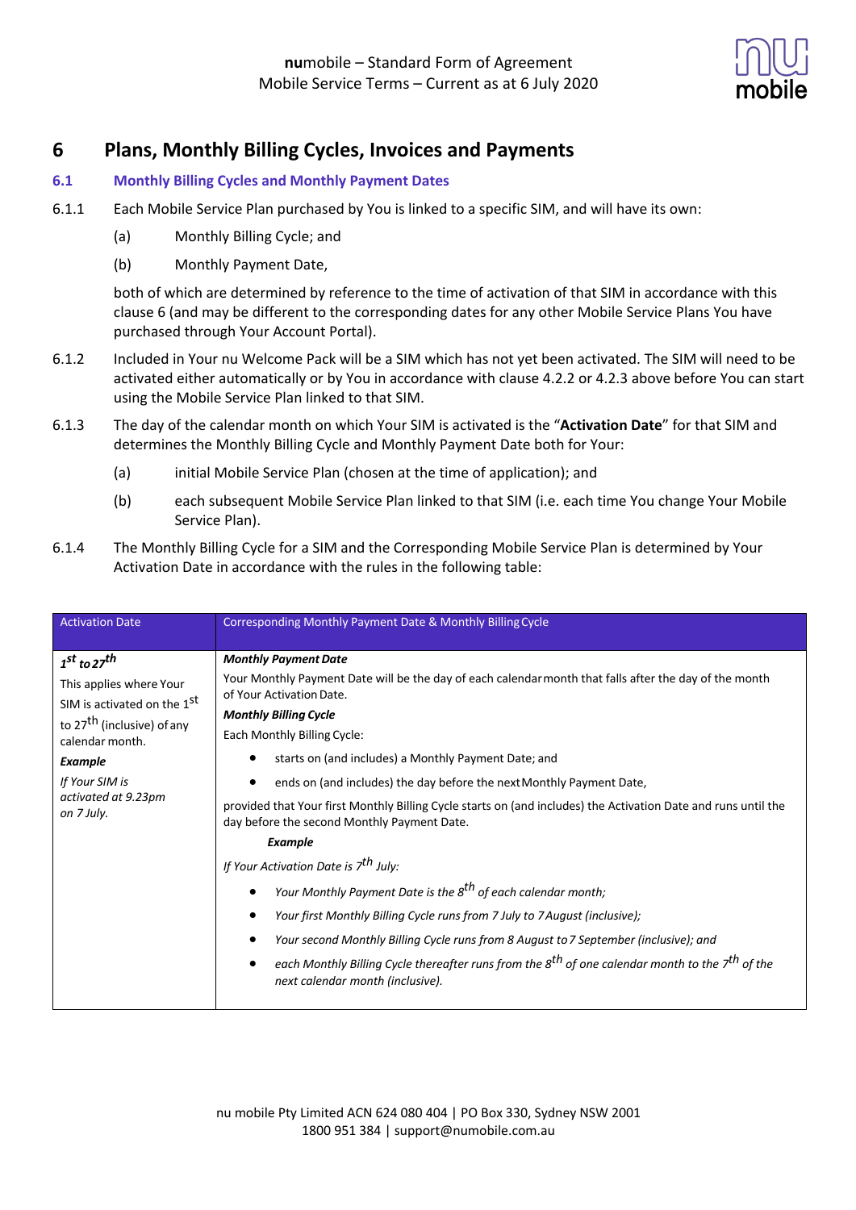# 6 Plans, Monthly Billing Cycles, Invoices and Payments

## 6.1 Monthly Billing Cycles and Monthly Payment Dates

6.1.1 Each Mobile Service Plan purchased by You is linked to a specific SIM, and will have its own:

(a) Monthly Billing Cycle; and

(b) Monthly Payment Date,

both of which are determined by reference to the time of activation of that SIM in accordance with this clause 6 (and may be different to the corresponding dates for any other Mobile Service Plans You have purchased through Your Account Portal).

6.1.2 Included in Your nu Welcome Pack will be a SIM which has not yet been activated. The SIM will need to be activated either automatically or by You in accordance with clause 4.2.2 or 4.2.3 above before You can start using the Mobile Service Plan linked to that SIM.

6.1.3 The day of the calendar month on which Your SIM is activated is the "**Activation Date**" for that SIM and determines the Monthly Billing Cycle and Monthly Payment Date both for Your:

(a) initial Mobile Service Plan (chosen at the time of application); and

(b) each subsequent Mobile Service Plan linked to that SIM (i.e. each time You change Your Mobile Service Plan).

6.1.4 The Monthly Billing Cycle for a SIM and the Corresponding Mobile Service Plan is determined by Your Activation Date in accordance with the rules in the following table:

| Activation Date | Corresponding Monthly Payment Date & Monthly Billing Cycle |
|---|---|
| ***1st to 27th***<br><br>This applies where Your SIM is activated on the 1st to 27th (inclusive) of any calendar month.<br><br>***Example***<br><br>*If Your SIM is activated at 9.23pm on 7 July.* | ***Monthly Payment Date***<br><br>Your Monthly Payment Date will be the day of each calendar month that falls after the day of the month of Your Activation Date.<br><br>***Monthly Billing Cycle***<br><br>Each Monthly Billing Cycle:<br><br>• starts on (and includes) a Monthly Payment Date; and<br>• ends on (and includes) the day before the next Monthly Payment Date,<br><br>provided that Your first Monthly Billing Cycle starts on (and includes) the Activation Date and runs until the day before the second Monthly Payment Date.<br><br>***Example***<br><br>*If Your Activation Date is 7th July:*<br><br>• *Your Monthly Payment Date is the 8th of each calendar month;*<br>• *Your first Monthly Billing Cycle runs from 7 July to 7 August (inclusive);*<br>• *Your second Monthly Billing Cycle runs from 8 August to 7 September (inclusive); and*<br>• *each Monthly Billing Cycle thereafter runs from the 8th of one calendar month to the 7th of the next calendar month (inclusive).* |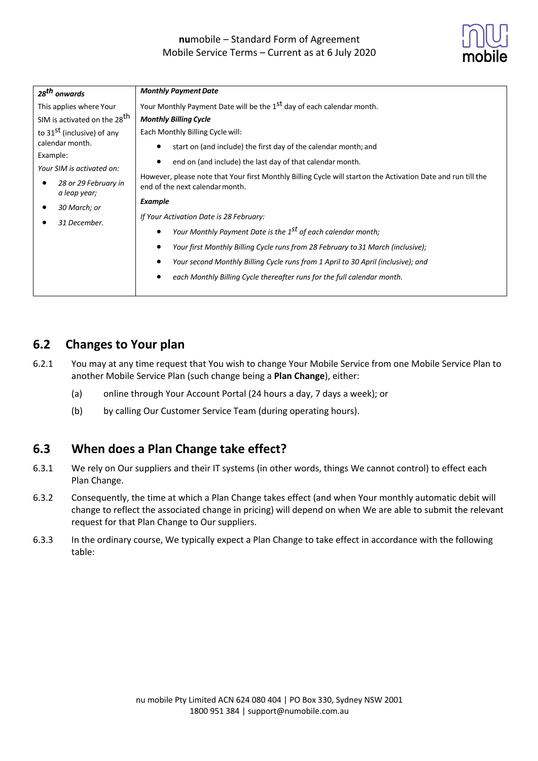| ***28th onwards*** | ***Monthly Payment Date*** |
|---|---|
| This applies where Your SIM is activated on the 28th to 31st (inclusive) of any calendar month.<br><br>Example:<br><br>*Your SIM is activated on:*<br><br>• *28 or 29 February in a leap year;*<br>• *30 March; or*<br>• *31 December.* | Your Monthly Payment Date will be the 1st day of each calendar month.<br><br>***Monthly Billing Cycle***<br><br>Each Monthly Billing Cycle will:<br><br>• start on (and include) the first day of the calendar month; and<br>• end on (and include) the last day of that calendar month.<br><br>However, please note that Your first Monthly Billing Cycle will start on the Activation Date and run till the end of the next calendar month.<br><br>***Example***<br><br>*If Your Activation Date is 28 February:*<br><br>• *Your Monthly Payment Date is the 1st of each calendar month;*<br>• *Your first Monthly Billing Cycle runs from 28 February to 31 March (inclusive);*<br>• *Your second Monthly Billing Cycle runs from 1 April to 30 April (inclusive); and*<br>• *each Monthly Billing Cycle thereafter runs for the full calendar month.* |

## 6.2 Changes to Your plan

6.2.1 You may at any time request that You wish to change Your Mobile Service from one Mobile Service Plan to another Mobile Service Plan (such change being a **Plan Change**), either:

(a) online through Your Account Portal (24 hours a day, 7 days a week); or

(b) by calling Our Customer Service Team (during operating hours).

## 6.3 When does a Plan Change take effect?

6.3.1 We rely on Our suppliers and their IT systems (in other words, things We cannot control) to effect each Plan Change.

6.3.2 Consequently, the time at which a Plan Change takes effect (and when Your monthly automatic debit will change to reflect the associated change in pricing) will depend on when We are able to submit the relevant request for that Plan Change to Our suppliers.

6.3.3 In the ordinary course, We typically expect a Plan Change to take effect in accordance with the following table: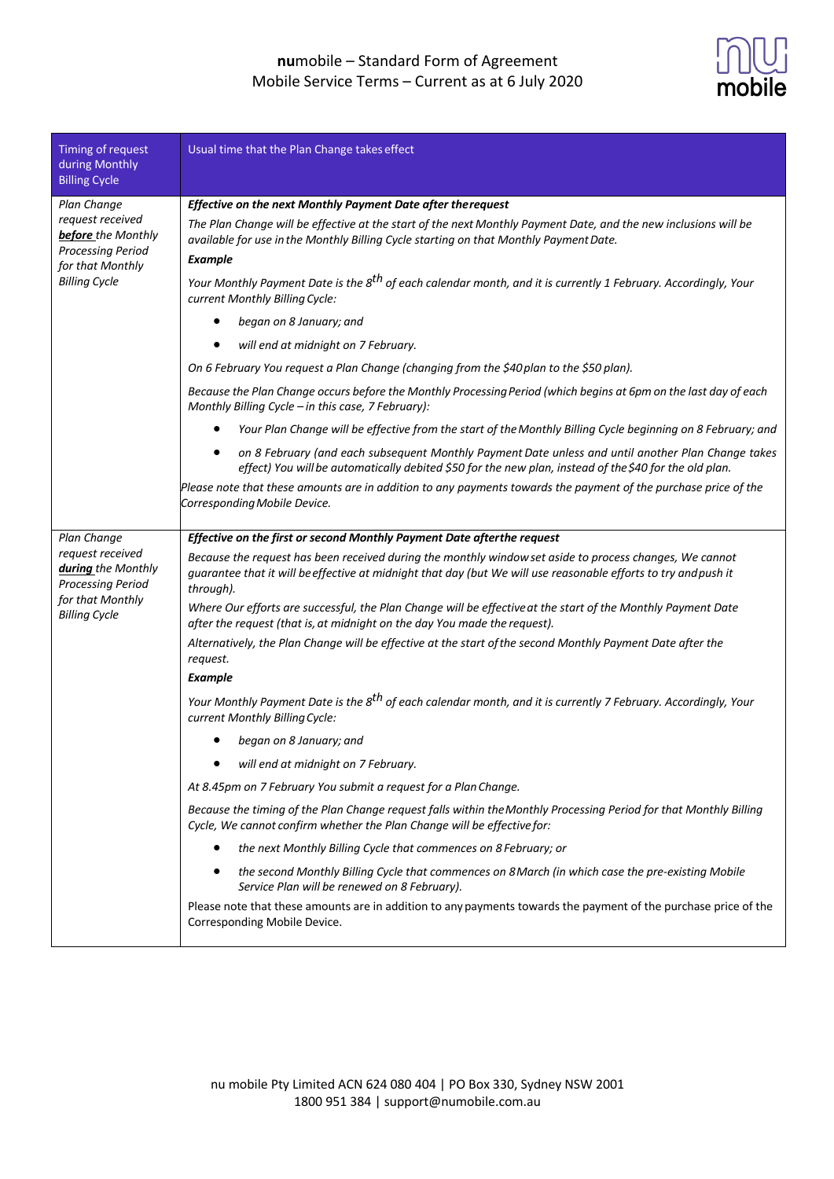| Timing of request during Monthly Billing Cycle | Usual time that the Plan Change takes effect |
|---|---|
| *Plan Change request received* ***before*** *the Monthly Processing Period for that Monthly Billing Cycle* | ***Effective on the next Monthly Payment Date after the request***<br>*The Plan Change will be effective at the start of the next Monthly Payment Date, and the new inclusions will be available for use in the Monthly Billing Cycle starting on that Monthly Payment Date.*<br>***Example***<br>*Your Monthly Payment Date is the 8th of each calendar month, and it is currently 1 February. Accordingly, Your current Monthly Billing Cycle:*<br>• *began on 8 January; and*<br>• *will end at midnight on 7 February.*<br>*On 6 February You request a Plan Change (changing from the $40 plan to the $50 plan).*<br>*Because the Plan Change occurs before the Monthly Processing Period (which begins at 6pm on the last day of each Monthly Billing Cycle – in this case, 7 February):*<br>• *Your Plan Change will be effective from the start of the Monthly Billing Cycle beginning on 8 February; and*<br>• *on 8 February (and each subsequent Monthly Payment Date unless and until another Plan Change takes effect) You will be automatically debited $50 for the new plan, instead of the $40 for the old plan.*<br>*Please note that these amounts are in addition to any payments towards the payment of the purchase price of the Corresponding Mobile Device.* |
| *Plan Change request received* ***during*** *the Monthly Processing Period for that Monthly Billing Cycle* | ***Effective on the first or second Monthly Payment Date after the request***<br>*Because the request has been received during the monthly window set aside to process changes, We cannot guarantee that it will be effective at midnight that day (but We will use reasonable efforts to try and push it through).*<br>*Where Our efforts are successful, the Plan Change will be effective at the start of the Monthly Payment Date after the request (that is, at midnight on the day You made the request).*<br>*Alternatively, the Plan Change will be effective at the start of the second Monthly Payment Date after the request.*<br>***Example***<br>*Your Monthly Payment Date is the 8th of each calendar month, and it is currently 7 February. Accordingly, Your current Monthly Billing Cycle:*<br>• *began on 8 January; and*<br>• *will end at midnight on 7 February.*<br>*At 8.45pm on 7 February You submit a request for a Plan Change.*<br>*Because the timing of the Plan Change request falls within the Monthly Processing Period for that Monthly Billing Cycle, We cannot confirm whether the Plan Change will be effective for:*<br>• *the next Monthly Billing Cycle that commences on 8 February; or*<br>• *the second Monthly Billing Cycle that commences on 8 March (in which case the pre-existing Mobile Service Plan will be renewed on 8 February).*<br>Please note that these amounts are in addition to any payments towards the payment of the purchase price of the Corresponding Mobile Device. |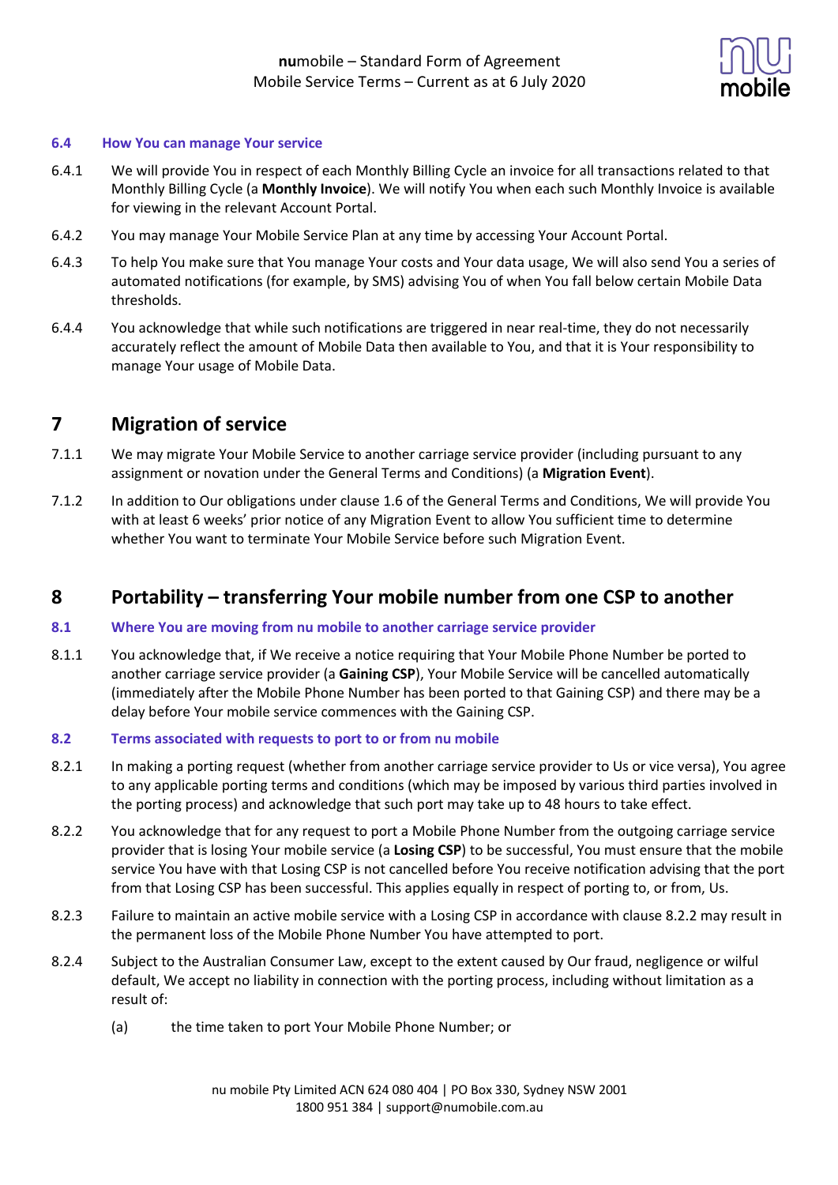### 6.4 How You can manage Your service

6.4.1 We will provide You in respect of each Monthly Billing Cycle an invoice for all transactions related to that Monthly Billing Cycle (a **Monthly Invoice**). We will notify You when each such Monthly Invoice is available for viewing in the relevant Account Portal.

6.4.2 You may manage Your Mobile Service Plan at any time by accessing Your Account Portal.

6.4.3 To help You make sure that You manage Your costs and Your data usage, We will also send You a series of automated notifications (for example, by SMS) advising You of when You fall below certain Mobile Data thresholds.

6.4.4 You acknowledge that while such notifications are triggered in near real-time, they do not necessarily accurately reflect the amount of Mobile Data then available to You, and that it is Your responsibility to manage Your usage of Mobile Data.

## 7 Migration of service

7.1.1 We may migrate Your Mobile Service to another carriage service provider (including pursuant to any assignment or novation under the General Terms and Conditions) (a **Migration Event**).

7.1.2 In addition to Our obligations under clause 1.6 of the General Terms and Conditions, We will provide You with at least 6 weeks' prior notice of any Migration Event to allow You sufficient time to determine whether You want to terminate Your Mobile Service before such Migration Event.

## 8 Portability – transferring Your mobile number from one CSP to another

### 8.1 Where You are moving from nu mobile to another carriage service provider

8.1.1 You acknowledge that, if We receive a notice requiring that Your Mobile Phone Number be ported to another carriage service provider (a **Gaining CSP**), Your Mobile Service will be cancelled automatically (immediately after the Mobile Phone Number has been ported to that Gaining CSP) and there may be a delay before Your mobile service commences with the Gaining CSP.

### 8.2 Terms associated with requests to port to or from nu mobile

8.2.1 In making a porting request (whether from another carriage service provider to Us or vice versa), You agree to any applicable porting terms and conditions (which may be imposed by various third parties involved in the porting process) and acknowledge that such port may take up to 48 hours to take effect.

8.2.2 You acknowledge that for any request to port a Mobile Phone Number from the outgoing carriage service provider that is losing Your mobile service (a **Losing CSP**) to be successful, You must ensure that the mobile service You have with that Losing CSP is not cancelled before You receive notification advising that the port from that Losing CSP has been successful. This applies equally in respect of porting to, or from, Us.

8.2.3 Failure to maintain an active mobile service with a Losing CSP in accordance with clause 8.2.2 may result in the permanent loss of the Mobile Phone Number You have attempted to port.

8.2.4 Subject to the Australian Consumer Law, except to the extent caused by Our fraud, negligence or wilful default, We accept no liability in connection with the porting process, including without limitation as a result of:

(a) the time taken to port Your Mobile Phone Number; or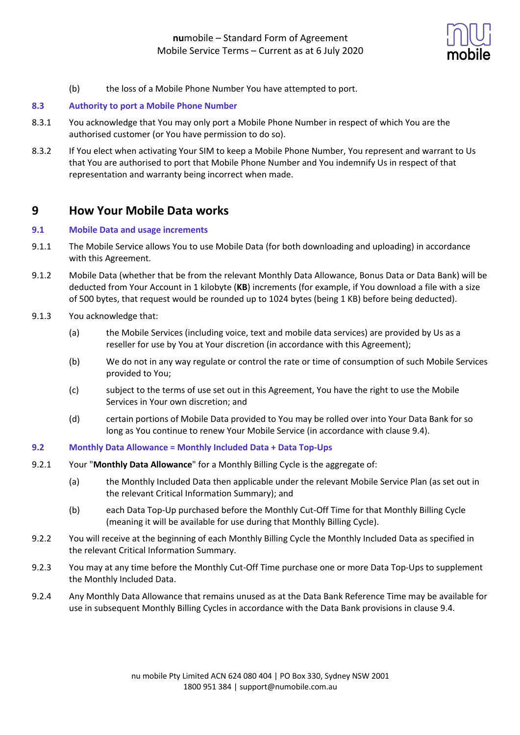(b) the loss of a Mobile Phone Number You have attempted to port.

### 8.3 Authority to port a Mobile Phone Number

8.3.1 You acknowledge that You may only port a Mobile Phone Number in respect of which You are the authorised customer (or You have permission to do so).

8.3.2 If You elect when activating Your SIM to keep a Mobile Phone Number, You represent and warrant to Us that You are authorised to port that Mobile Phone Number and You indemnify Us in respect of that representation and warranty being incorrect when made.

## 9 How Your Mobile Data works

### 9.1 Mobile Data and usage increments

9.1.1 The Mobile Service allows You to use Mobile Data (for both downloading and uploading) in accordance with this Agreement.

9.1.2 Mobile Data (whether that be from the relevant Monthly Data Allowance, Bonus Data or Data Bank) will be deducted from Your Account in 1 kilobyte (**KB**) increments (for example, if You download a file with a size of 500 bytes, that request would be rounded up to 1024 bytes (being 1 KB) before being deducted).

9.1.3 You acknowledge that:

(a) the Mobile Services (including voice, text and mobile data services) are provided by Us as a reseller for use by You at Your discretion (in accordance with this Agreement);

(b) We do not in any way regulate or control the rate or time of consumption of such Mobile Services provided to You;

(c) subject to the terms of use set out in this Agreement, You have the right to use the Mobile Services in Your own discretion; and

(d) certain portions of Mobile Data provided to You may be rolled over into Your Data Bank for so long as You continue to renew Your Mobile Service (in accordance with clause 9.4).

### 9.2 Monthly Data Allowance = Monthly Included Data + Data Top-Ups

9.2.1 Your "**Monthly Data Allowance**" for a Monthly Billing Cycle is the aggregate of:

(a) the Monthly Included Data then applicable under the relevant Mobile Service Plan (as set out in the relevant Critical Information Summary); and

(b) each Data Top-Up purchased before the Monthly Cut-Off Time for that Monthly Billing Cycle (meaning it will be available for use during that Monthly Billing Cycle).

9.2.2 You will receive at the beginning of each Monthly Billing Cycle the Monthly Included Data as specified in the relevant Critical Information Summary.

9.2.3 You may at any time before the Monthly Cut-Off Time purchase one or more Data Top-Ups to supplement the Monthly Included Data.

9.2.4 Any Monthly Data Allowance that remains unused as at the Data Bank Reference Time may be available for use in subsequent Monthly Billing Cycles in accordance with the Data Bank provisions in clause 9.4.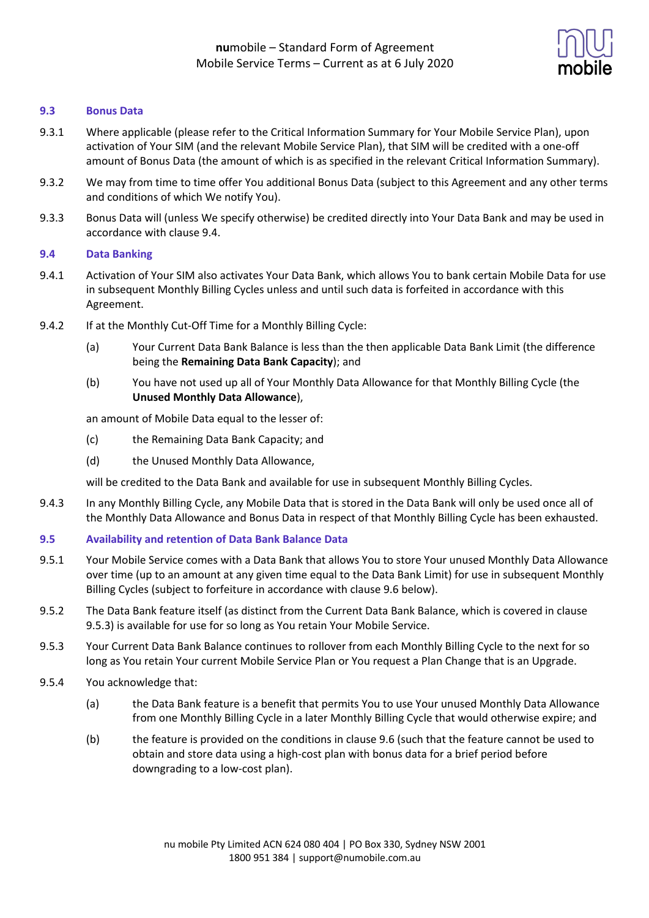### 9.3 Bonus Data

9.3.1 Where applicable (please refer to the Critical Information Summary for Your Mobile Service Plan), upon activation of Your SIM (and the relevant Mobile Service Plan), that SIM will be credited with a one-off amount of Bonus Data (the amount of which is as specified in the relevant Critical Information Summary).

9.3.2 We may from time to time offer You additional Bonus Data (subject to this Agreement and any other terms and conditions of which We notify You).

9.3.3 Bonus Data will (unless We specify otherwise) be credited directly into Your Data Bank and may be used in accordance with clause 9.4.

### 9.4 Data Banking

9.4.1 Activation of Your SIM also activates Your Data Bank, which allows You to bank certain Mobile Data for use in subsequent Monthly Billing Cycles unless and until such data is forfeited in accordance with this Agreement.

9.4.2 If at the Monthly Cut-Off Time for a Monthly Billing Cycle:

(a) Your Current Data Bank Balance is less than the then applicable Data Bank Limit (the difference being the **Remaining Data Bank Capacity**); and

(b) You have not used up all of Your Monthly Data Allowance for that Monthly Billing Cycle (the **Unused Monthly Data Allowance**),

an amount of Mobile Data equal to the lesser of:

(c) the Remaining Data Bank Capacity; and

(d) the Unused Monthly Data Allowance,

will be credited to the Data Bank and available for use in subsequent Monthly Billing Cycles.

9.4.3 In any Monthly Billing Cycle, any Mobile Data that is stored in the Data Bank will only be used once all of the Monthly Data Allowance and Bonus Data in respect of that Monthly Billing Cycle has been exhausted.

### 9.5 Availability and retention of Data Bank Balance Data

9.5.1 Your Mobile Service comes with a Data Bank that allows You to store Your unused Monthly Data Allowance over time (up to an amount at any given time equal to the Data Bank Limit) for use in subsequent Monthly Billing Cycles (subject to forfeiture in accordance with clause 9.6 below).

9.5.2 The Data Bank feature itself (as distinct from the Current Data Bank Balance, which is covered in clause 9.5.3) is available for use for so long as You retain Your Mobile Service.

9.5.3 Your Current Data Bank Balance continues to rollover from each Monthly Billing Cycle to the next for so long as You retain Your current Mobile Service Plan or You request a Plan Change that is an Upgrade.

9.5.4 You acknowledge that:

(a) the Data Bank feature is a benefit that permits You to use Your unused Monthly Data Allowance from one Monthly Billing Cycle in a later Monthly Billing Cycle that would otherwise expire; and

(b) the feature is provided on the conditions in clause 9.6 (such that the feature cannot be used to obtain and store data using a high-cost plan with bonus data for a brief period before downgrading to a low-cost plan).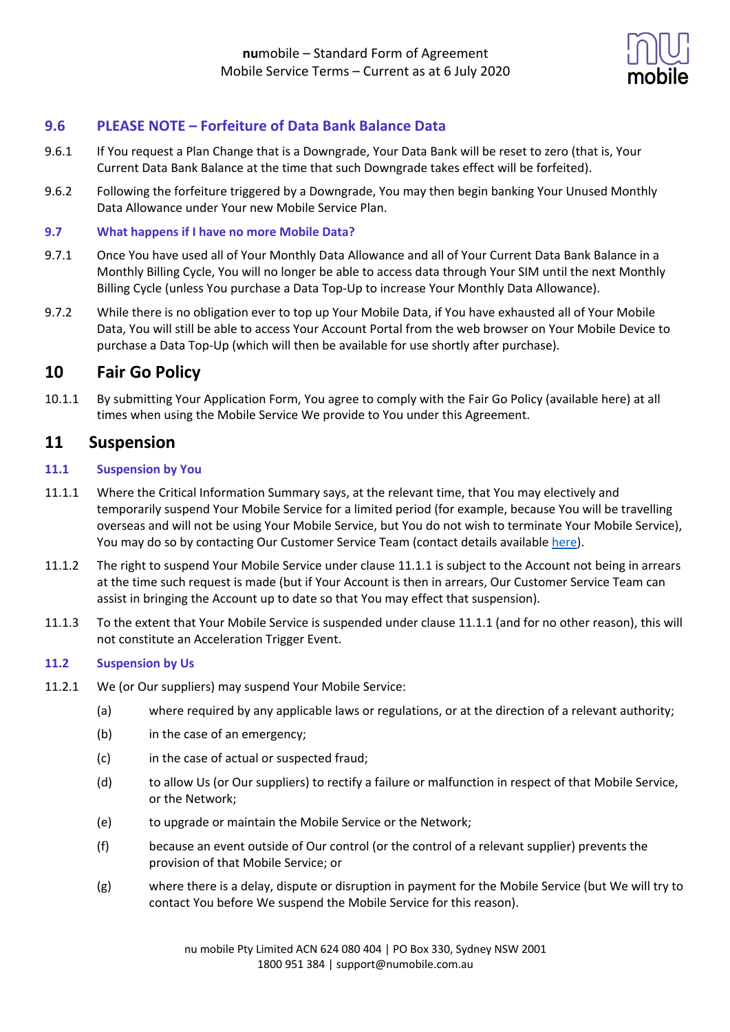### 9.6 PLEASE NOTE – Forfeiture of Data Bank Balance Data

9.6.1 If You request a Plan Change that is a Downgrade, Your Data Bank will be reset to zero (that is, Your Current Data Bank Balance at the time that such Downgrade takes effect will be forfeited).

9.6.2 Following the forfeiture triggered by a Downgrade, You may then begin banking Your Unused Monthly Data Allowance under Your new Mobile Service Plan.

### 9.7 What happens if I have no more Mobile Data?

9.7.1 Once You have used all of Your Monthly Data Allowance and all of Your Current Data Bank Balance in a Monthly Billing Cycle, You will no longer be able to access data through Your SIM until the next Monthly Billing Cycle (unless You purchase a Data Top-Up to increase Your Monthly Data Allowance).

9.7.2 While there is no obligation ever to top up Your Mobile Data, if You have exhausted all of Your Mobile Data, You will still be able to access Your Account Portal from the web browser on Your Mobile Device to purchase a Data Top-Up (which will then be available for use shortly after purchase).

## 10 Fair Go Policy

10.1.1 By submitting Your Application Form, You agree to comply with the Fair Go Policy (available here) at all times when using the Mobile Service We provide to You under this Agreement.

## 11 Suspension

### 11.1 Suspension by You

11.1.1 Where the Critical Information Summary says, at the relevant time, that You may electively and temporarily suspend Your Mobile Service for a limited period (for example, because You will be travelling overseas and will not be using Your Mobile Service, but You do not wish to terminate Your Mobile Service), You may do so by contacting Our Customer Service Team (contact details available here).

11.1.2 The right to suspend Your Mobile Service under clause 11.1.1 is subject to the Account not being in arrears at the time such request is made (but if Your Account is then in arrears, Our Customer Service Team can assist in bringing the Account up to date so that You may effect that suspension).

11.1.3 To the extent that Your Mobile Service is suspended under clause 11.1.1 (and for no other reason), this will not constitute an Acceleration Trigger Event.

### 11.2 Suspension by Us

11.2.1 We (or Our suppliers) may suspend Your Mobile Service:

(a) where required by any applicable laws or regulations, or at the direction of a relevant authority;

(b) in the case of an emergency;

(c) in the case of actual or suspected fraud;

(d) to allow Us (or Our suppliers) to rectify a failure or malfunction in respect of that Mobile Service, or the Network;

(e) to upgrade or maintain the Mobile Service or the Network;

(f) because an event outside of Our control (or the control of a relevant supplier) prevents the provision of that Mobile Service; or

(g) where there is a delay, dispute or disruption in payment for the Mobile Service (but We will try to contact You before We suspend the Mobile Service for this reason).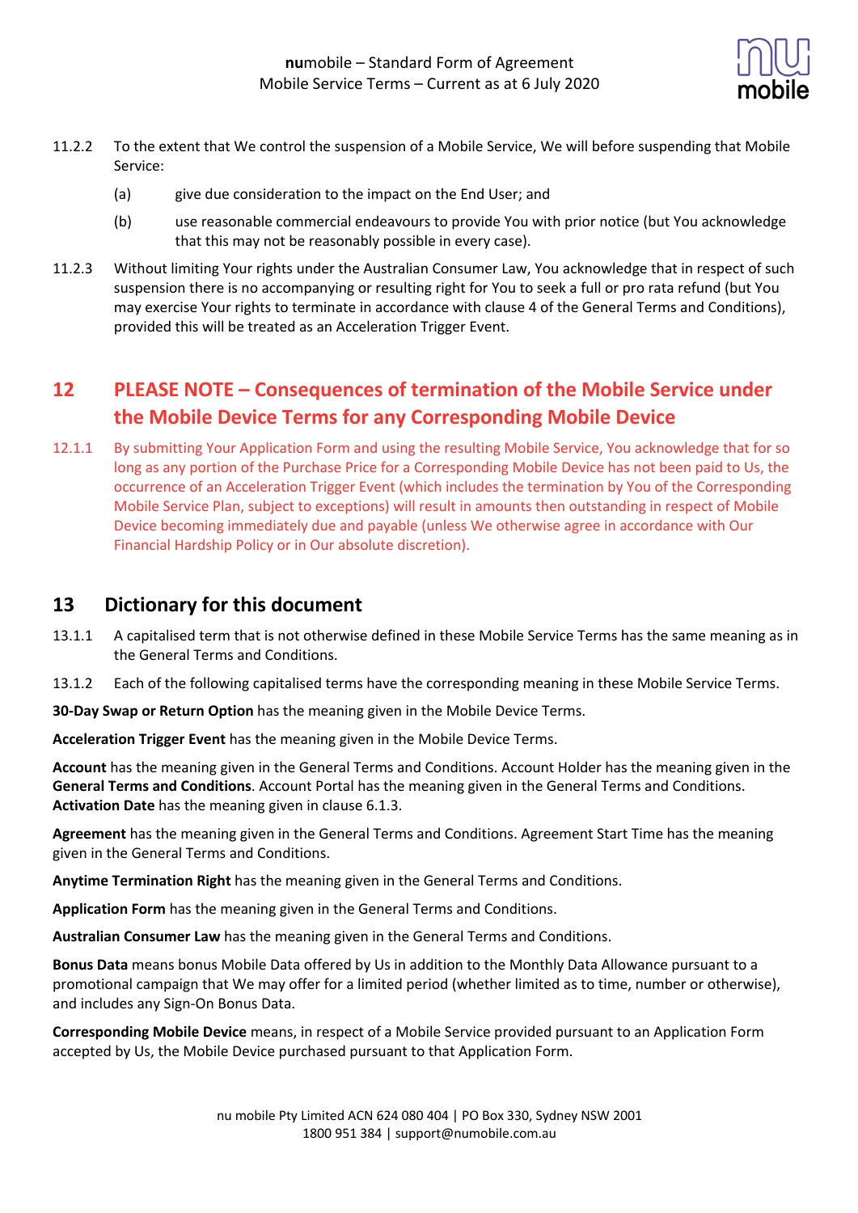11.2.2 To the extent that We control the suspension of a Mobile Service, We will before suspending that Mobile Service:

(a) give due consideration to the impact on the End User; and

(b) use reasonable commercial endeavours to provide You with prior notice (but You acknowledge that this may not be reasonably possible in every case).

11.2.3 Without limiting Your rights under the Australian Consumer Law, You acknowledge that in respect of such suspension there is no accompanying or resulting right for You to seek a full or pro rata refund (but You may exercise Your rights to terminate in accordance with clause 4 of the General Terms and Conditions), provided this will be treated as an Acceleration Trigger Event.

## 12 PLEASE NOTE – Consequences of termination of the Mobile Service under the Mobile Device Terms for any Corresponding Mobile Device

12.1.1 By submitting Your Application Form and using the resulting Mobile Service, You acknowledge that for so long as any portion of the Purchase Price for a Corresponding Mobile Device has not been paid to Us, the occurrence of an Acceleration Trigger Event (which includes the termination by You of the Corresponding Mobile Service Plan, subject to exceptions) will result in amounts then outstanding in respect of Mobile Device becoming immediately due and payable (unless We otherwise agree in accordance with Our Financial Hardship Policy or in Our absolute discretion).

## 13 Dictionary for this document

13.1.1 A capitalised term that is not otherwise defined in these Mobile Service Terms has the same meaning as in the General Terms and Conditions.

13.1.2 Each of the following capitalised terms have the corresponding meaning in these Mobile Service Terms.

**30-Day Swap or Return Option** has the meaning given in the Mobile Device Terms.

**Acceleration Trigger Event** has the meaning given in the Mobile Device Terms.

**Account** has the meaning given in the General Terms and Conditions. Account Holder has the meaning given in the **General Terms and Conditions**. Account Portal has the meaning given in the General Terms and Conditions. **Activation Date** has the meaning given in clause 6.1.3.

**Agreement** has the meaning given in the General Terms and Conditions. Agreement Start Time has the meaning given in the General Terms and Conditions.

**Anytime Termination Right** has the meaning given in the General Terms and Conditions.

**Application Form** has the meaning given in the General Terms and Conditions.

**Australian Consumer Law** has the meaning given in the General Terms and Conditions.

**Bonus Data** means bonus Mobile Data offered by Us in addition to the Monthly Data Allowance pursuant to a promotional campaign that We may offer for a limited period (whether limited as to time, number or otherwise), and includes any Sign-On Bonus Data.

**Corresponding Mobile Device** means, in respect of a Mobile Service provided pursuant to an Application Form accepted by Us, the Mobile Device purchased pursuant to that Application Form.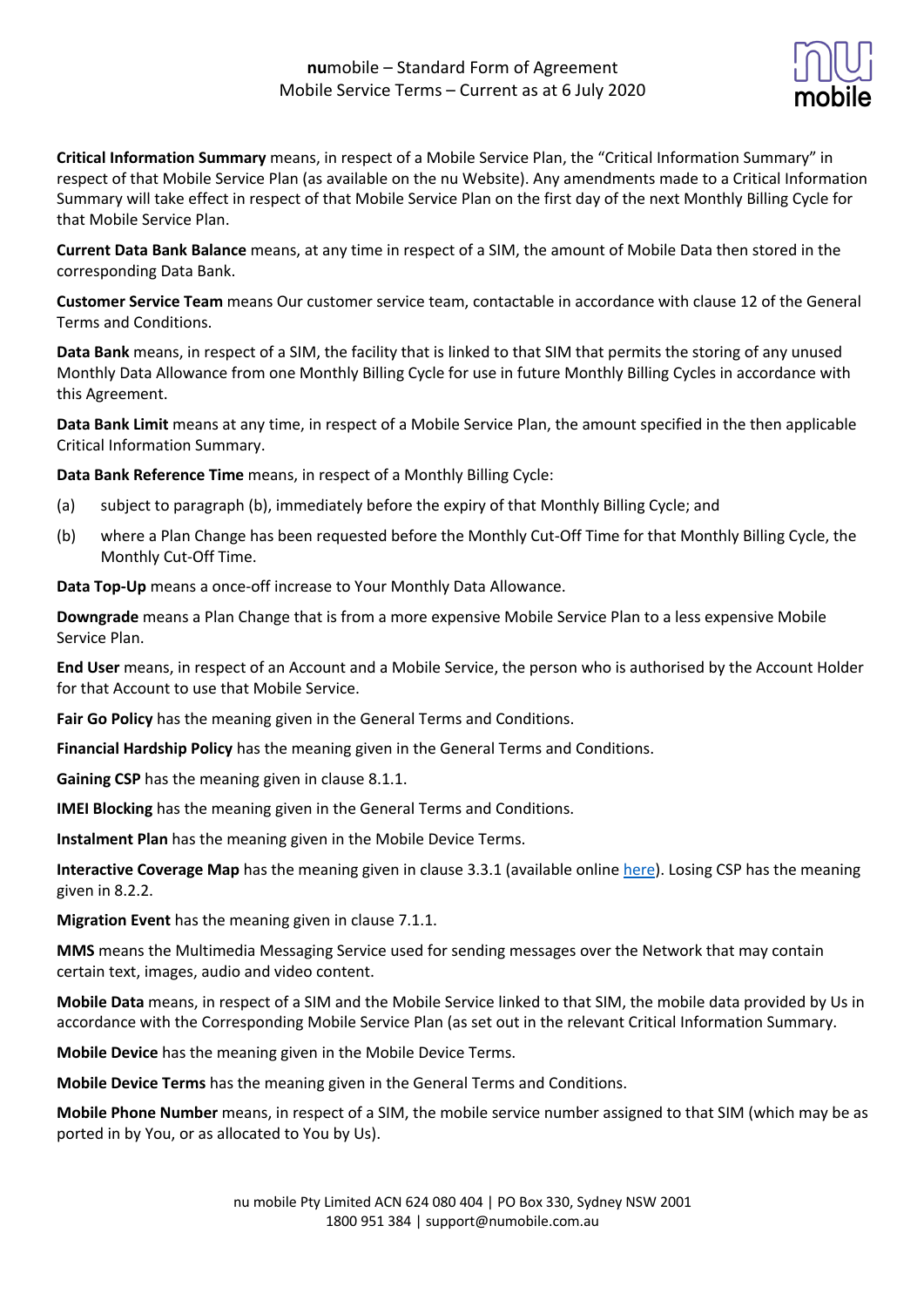**Critical Information Summary** means, in respect of a Mobile Service Plan, the "Critical Information Summary" in respect of that Mobile Service Plan (as available on the nu Website). Any amendments made to a Critical Information Summary will take effect in respect of that Mobile Service Plan on the first day of the next Monthly Billing Cycle for that Mobile Service Plan.

**Current Data Bank Balance** means, at any time in respect of a SIM, the amount of Mobile Data then stored in the corresponding Data Bank.

**Customer Service Team** means Our customer service team, contactable in accordance with clause 12 of the General Terms and Conditions.

**Data Bank** means, in respect of a SIM, the facility that is linked to that SIM that permits the storing of any unused Monthly Data Allowance from one Monthly Billing Cycle for use in future Monthly Billing Cycles in accordance with this Agreement.

**Data Bank Limit** means at any time, in respect of a Mobile Service Plan, the amount specified in the then applicable Critical Information Summary.

**Data Bank Reference Time** means, in respect of a Monthly Billing Cycle:

(a) subject to paragraph (b), immediately before the expiry of that Monthly Billing Cycle; and

(b) where a Plan Change has been requested before the Monthly Cut-Off Time for that Monthly Billing Cycle, the Monthly Cut-Off Time.

**Data Top-Up** means a once-off increase to Your Monthly Data Allowance.

**Downgrade** means a Plan Change that is from a more expensive Mobile Service Plan to a less expensive Mobile Service Plan.

**End User** means, in respect of an Account and a Mobile Service, the person who is authorised by the Account Holder for that Account to use that Mobile Service.

**Fair Go Policy** has the meaning given in the General Terms and Conditions.

**Financial Hardship Policy** has the meaning given in the General Terms and Conditions.

**Gaining CSP** has the meaning given in clause 8.1.1.

**IMEI Blocking** has the meaning given in the General Terms and Conditions.

**Instalment Plan** has the meaning given in the Mobile Device Terms.

**Interactive Coverage Map** has the meaning given in clause 3.3.1 (available online here). Losing CSP has the meaning given in 8.2.2.

**Migration Event** has the meaning given in clause 7.1.1.

**MMS** means the Multimedia Messaging Service used for sending messages over the Network that may contain certain text, images, audio and video content.

**Mobile Data** means, in respect of a SIM and the Mobile Service linked to that SIM, the mobile data provided by Us in accordance with the Corresponding Mobile Service Plan (as set out in the relevant Critical Information Summary.

**Mobile Device** has the meaning given in the Mobile Device Terms.

**Mobile Device Terms** has the meaning given in the General Terms and Conditions.

**Mobile Phone Number** means, in respect of a SIM, the mobile service number assigned to that SIM (which may be as ported in by You, or as allocated to You by Us).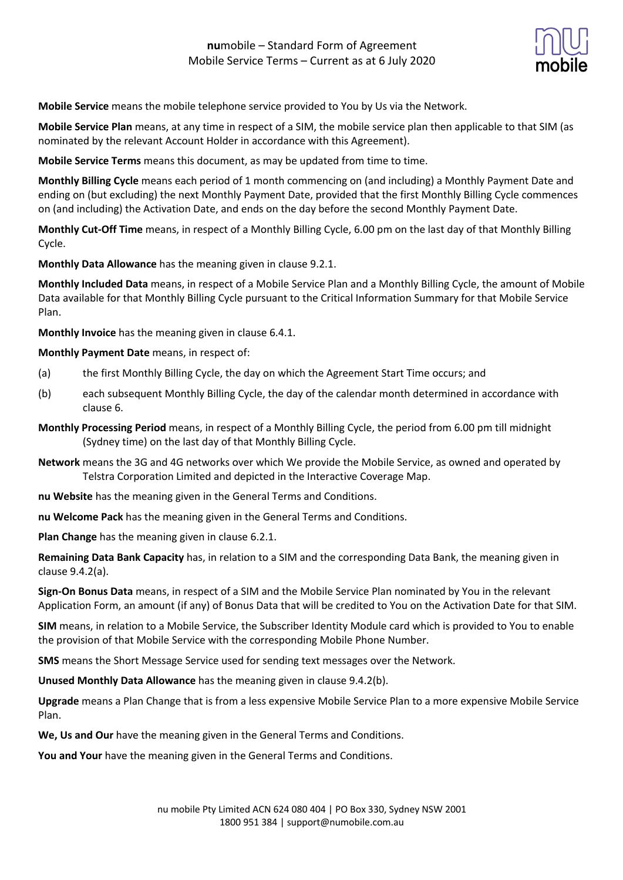**Mobile Service** means the mobile telephone service provided to You by Us via the Network.

**Mobile Service Plan** means, at any time in respect of a SIM, the mobile service plan then applicable to that SIM (as nominated by the relevant Account Holder in accordance with this Agreement).

**Mobile Service Terms** means this document, as may be updated from time to time.

**Monthly Billing Cycle** means each period of 1 month commencing on (and including) a Monthly Payment Date and ending on (but excluding) the next Monthly Payment Date, provided that the first Monthly Billing Cycle commences on (and including) the Activation Date, and ends on the day before the second Monthly Payment Date.

**Monthly Cut-Off Time** means, in respect of a Monthly Billing Cycle, 6.00 pm on the last day of that Monthly Billing Cycle.

**Monthly Data Allowance** has the meaning given in clause 9.2.1.

**Monthly Included Data** means, in respect of a Mobile Service Plan and a Monthly Billing Cycle, the amount of Mobile Data available for that Monthly Billing Cycle pursuant to the Critical Information Summary for that Mobile Service Plan.

**Monthly Invoice** has the meaning given in clause 6.4.1.

**Monthly Payment Date** means, in respect of:

(a) the first Monthly Billing Cycle, the day on which the Agreement Start Time occurs; and

(b) each subsequent Monthly Billing Cycle, the day of the calendar month determined in accordance with clause 6.

**Monthly Processing Period** means, in respect of a Monthly Billing Cycle, the period from 6.00 pm till midnight (Sydney time) on the last day of that Monthly Billing Cycle.

**Network** means the 3G and 4G networks over which We provide the Mobile Service, as owned and operated by Telstra Corporation Limited and depicted in the Interactive Coverage Map.

**nu Website** has the meaning given in the General Terms and Conditions.

**nu Welcome Pack** has the meaning given in the General Terms and Conditions.

**Plan Change** has the meaning given in clause 6.2.1.

**Remaining Data Bank Capacity** has, in relation to a SIM and the corresponding Data Bank, the meaning given in clause 9.4.2(a).

**Sign-On Bonus Data** means, in respect of a SIM and the Mobile Service Plan nominated by You in the relevant Application Form, an amount (if any) of Bonus Data that will be credited to You on the Activation Date for that SIM.

**SIM** means, in relation to a Mobile Service, the Subscriber Identity Module card which is provided to You to enable the provision of that Mobile Service with the corresponding Mobile Phone Number.

**SMS** means the Short Message Service used for sending text messages over the Network.

**Unused Monthly Data Allowance** has the meaning given in clause 9.4.2(b).

**Upgrade** means a Plan Change that is from a less expensive Mobile Service Plan to a more expensive Mobile Service Plan.

**We, Us and Our** have the meaning given in the General Terms and Conditions.

**You and Your** have the meaning given in the General Terms and Conditions.